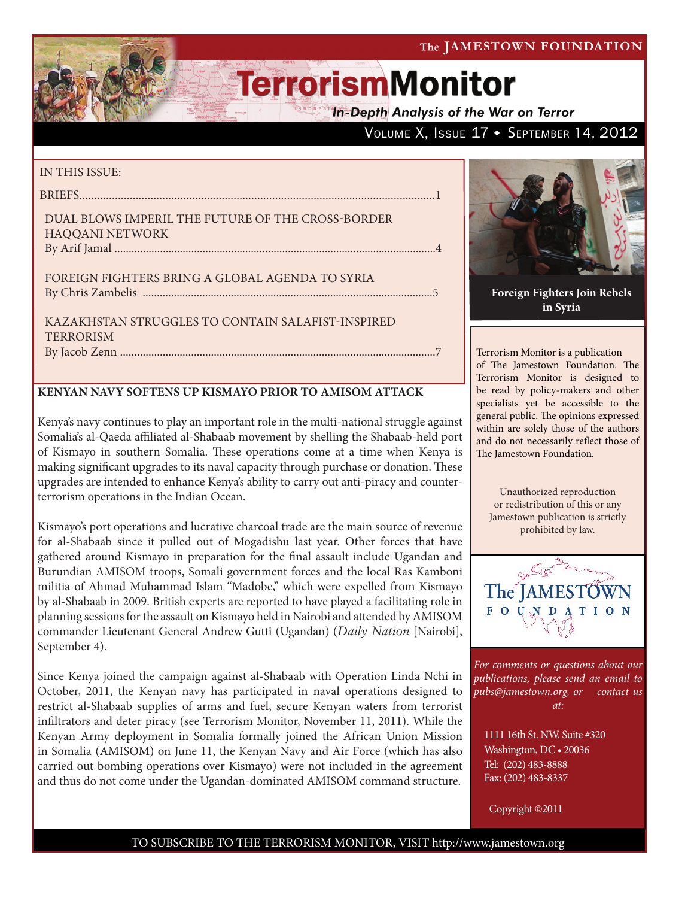The JAMESTOWN FOUNDATION

# TerrorismMonitor

*In-Depth Analysis of the War on Terror*

Volume X, Issue 17 • September 14, 2012

IN THIS ISSUE:

BRIEFS....................................................................................................................1

DUAL BLOWS IMPERIL THE FUTURE OF THE CROSS-BORDER HAQQANI NETWORK
By Arif Jamal ..........................................................................................................4

FOREIGN FIGHTERS BRING A GLOBAL AGENDA TO SYRIA
By Chris Zambelis ...................................................................................................5

KAZAKHSTAN STRUGGLES TO CONTAIN SALAFIST-INSPIRED TERRORISM
By Jacob Zenn ........................................................................................................7

**Foreign Fighters Join Rebels in Syria**

Terrorism Monitor is a publication of The Jamestown Foundation. The Terrorism Monitor is designed to be read by policy-makers and other specialists yet be accessible to the general public. The opinions expressed within are solely those of the authors and do not necessarily reflect those of The Jamestown Foundation.

Unauthorized reproduction or redistribution of this or any Jamestown publication is strictly prohibited by law.

*For comments or questions about our publications, please send an email to pubs@jamestown.org, or contact us at:*

1111 16th St. NW, Suite #320
Washington, DC • 20036
Tel: (202) 483-8888
Fax: (202) 483-8337

Copyright ©2011

## KENYAN NAVY SOFTENS UP KISMAYO PRIOR TO AMISOM ATTACK

Kenya's navy continues to play an important role in the multi-national struggle against Somalia's al-Qaeda affiliated al-Shabaab movement by shelling the Shabaab-held port of Kismayo in southern Somalia. These operations come at a time when Kenya is making significant upgrades to its naval capacity through purchase or donation. These upgrades are intended to enhance Kenya's ability to carry out anti-piracy and counter-terrorism operations in the Indian Ocean.

Kismayo's port operations and lucrative charcoal trade are the main source of revenue for al-Shabaab since it pulled out of Mogadishu last year. Other forces that have gathered around Kismayo in preparation for the final assault include Ugandan and Burundian AMISOM troops, Somali government forces and the local Ras Kamboni militia of Ahmad Muhammad Islam "Madobe," which were expelled from Kismayo by al-Shabaab in 2009. British experts are reported to have played a facilitating role in planning sessions for the assault on Kismayo held in Nairobi and attended by AMISOM commander Lieutenant General Andrew Gutti (Ugandan) (*Daily Nation* [Nairobi], September 4).

Since Kenya joined the campaign against al-Shabaab with Operation Linda Nchi in October, 2011, the Kenyan navy has participated in naval operations designed to restrict al-Shabaab supplies of arms and fuel, secure Kenyan waters from terrorist infiltrators and deter piracy (see Terrorism Monitor, November 11, 2011). While the Kenyan Army deployment in Somalia formally joined the African Union Mission in Somalia (AMISOM) on June 11, the Kenyan Navy and Air Force (which has also carried out bombing operations over Kismayo) were not included in the agreement and thus do not come under the Ugandan-dominated AMISOM command structure.

TO SUBSCRIBE TO THE TERRORISM MONITOR, VISIT http://www.jamestown.org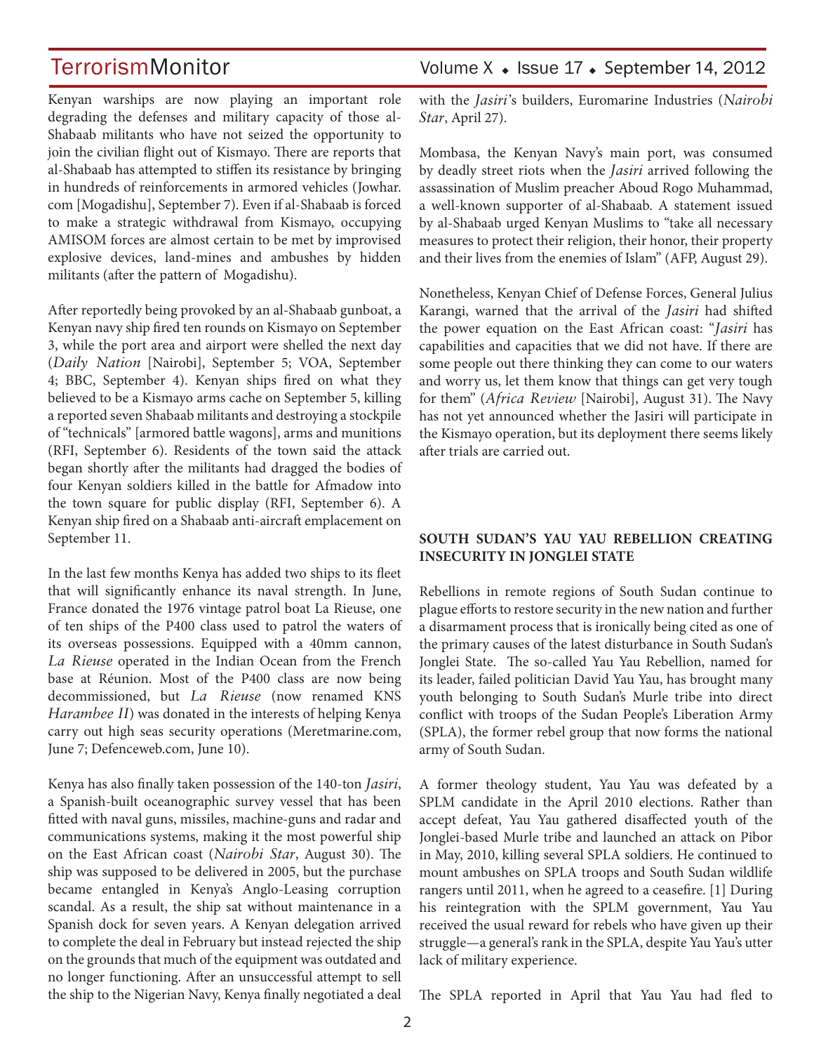Kenyan warships are now playing an important role degrading the defenses and military capacity of those al-Shabaab militants who have not seized the opportunity to join the civilian flight out of Kismayo. There are reports that al-Shabaab has attempted to stiffen its resistance by bringing in hundreds of reinforcements in armored vehicles (Jowhar.com [Mogadishu], September 7). Even if al-Shabaab is forced to make a strategic withdrawal from Kismayo, occupying AMISOM forces are almost certain to be met by improvised explosive devices, land-mines and ambushes by hidden militants (after the pattern of Mogadishu).

After reportedly being provoked by an al-Shabaab gunboat, a Kenyan navy ship fired ten rounds on Kismayo on September 3, while the port area and airport were shelled the next day (*Daily Nation* [Nairobi], September 5; VOA, September 4; BBC, September 4). Kenyan ships fired on what they believed to be a Kismayo arms cache on September 5, killing a reported seven Shabaab militants and destroying a stockpile of "technicals" [armored battle wagons], arms and munitions (RFI, September 6). Residents of the town said the attack began shortly after the militants had dragged the bodies of four Kenyan soldiers killed in the battle for Afmadow into the town square for public display (RFI, September 6). A Kenyan ship fired on a Shabaab anti-aircraft emplacement on September 11.

In the last few months Kenya has added two ships to its fleet that will significantly enhance its naval strength. In June, France donated the 1976 vintage patrol boat La Rieuse, one of ten ships of the P400 class used to patrol the waters of its overseas possessions. Equipped with a 40mm cannon, *La Rieuse* operated in the Indian Ocean from the French base at Réunion. Most of the P400 class are now being decommissioned, but *La Rieuse* (now renamed KNS *Harambee II*) was donated in the interests of helping Kenya carry out high seas security operations (Meretmarine.com, June 7; Defenceweb.com, June 10).

Kenya has also finally taken possession of the 140-ton *Jasiri*, a Spanish-built oceanographic survey vessel that has been fitted with naval guns, missiles, machine-guns and radar and communications systems, making it the most powerful ship on the East African coast (*Nairobi Star*, August 30). The ship was supposed to be delivered in 2005, but the purchase became entangled in Kenya's Anglo-Leasing corruption scandal. As a result, the ship sat without maintenance in a Spanish dock for seven years. A Kenyan delegation arrived to complete the deal in February but instead rejected the ship on the grounds that much of the equipment was outdated and no longer functioning. After an unsuccessful attempt to sell the ship to the Nigerian Navy, Kenya finally negotiated a deal with the *Jasiri*'s builders, Euromarine Industries (*Nairobi Star*, April 27).

Mombasa, the Kenyan Navy's main port, was consumed by deadly street riots when the *Jasiri* arrived following the assassination of Muslim preacher Aboud Rogo Muhammad, a well-known supporter of al-Shabaab. A statement issued by al-Shabaab urged Kenyan Muslims to "take all necessary measures to protect their religion, their honor, their property and their lives from the enemies of Islam" (AFP, August 29).

Nonetheless, Kenyan Chief of Defense Forces, General Julius Karangi, warned that the arrival of the *Jasiri* had shifted the power equation on the East African coast: "*Jasiri* has capabilities and capacities that we did not have. If there are some people out there thinking they can come to our waters and worry us, let them know that things can get very tough for them" (*Africa Review* [Nairobi], August 31). The Navy has not yet announced whether the Jasiri will participate in the Kismayo operation, but its deployment there seems likely after trials are carried out.

## SOUTH SUDAN'S YAU YAU REBELLION CREATING INSECURITY IN JONGLEI STATE

Rebellions in remote regions of South Sudan continue to plague efforts to restore security in the new nation and further a disarmament process that is ironically being cited as one of the primary causes of the latest disturbance in South Sudan's Jonglei State. The so-called Yau Yau Rebellion, named for its leader, failed politician David Yau Yau, has brought many youth belonging to South Sudan's Murle tribe into direct conflict with troops of the Sudan People's Liberation Army (SPLA), the former rebel group that now forms the national army of South Sudan.

A former theology student, Yau Yau was defeated by a SPLM candidate in the April 2010 elections. Rather than accept defeat, Yau Yau gathered disaffected youth of the Jonglei-based Murle tribe and launched an attack on Pibor in May, 2010, killing several SPLA soldiers. He continued to mount ambushes on SPLA troops and South Sudan wildlife rangers until 2011, when he agreed to a ceasefire. [1] During his reintegration with the SPLM government, Yau Yau received the usual reward for rebels who have given up their struggle—a general's rank in the SPLA, despite Yau Yau's utter lack of military experience.

The SPLA reported in April that Yau Yau had fled to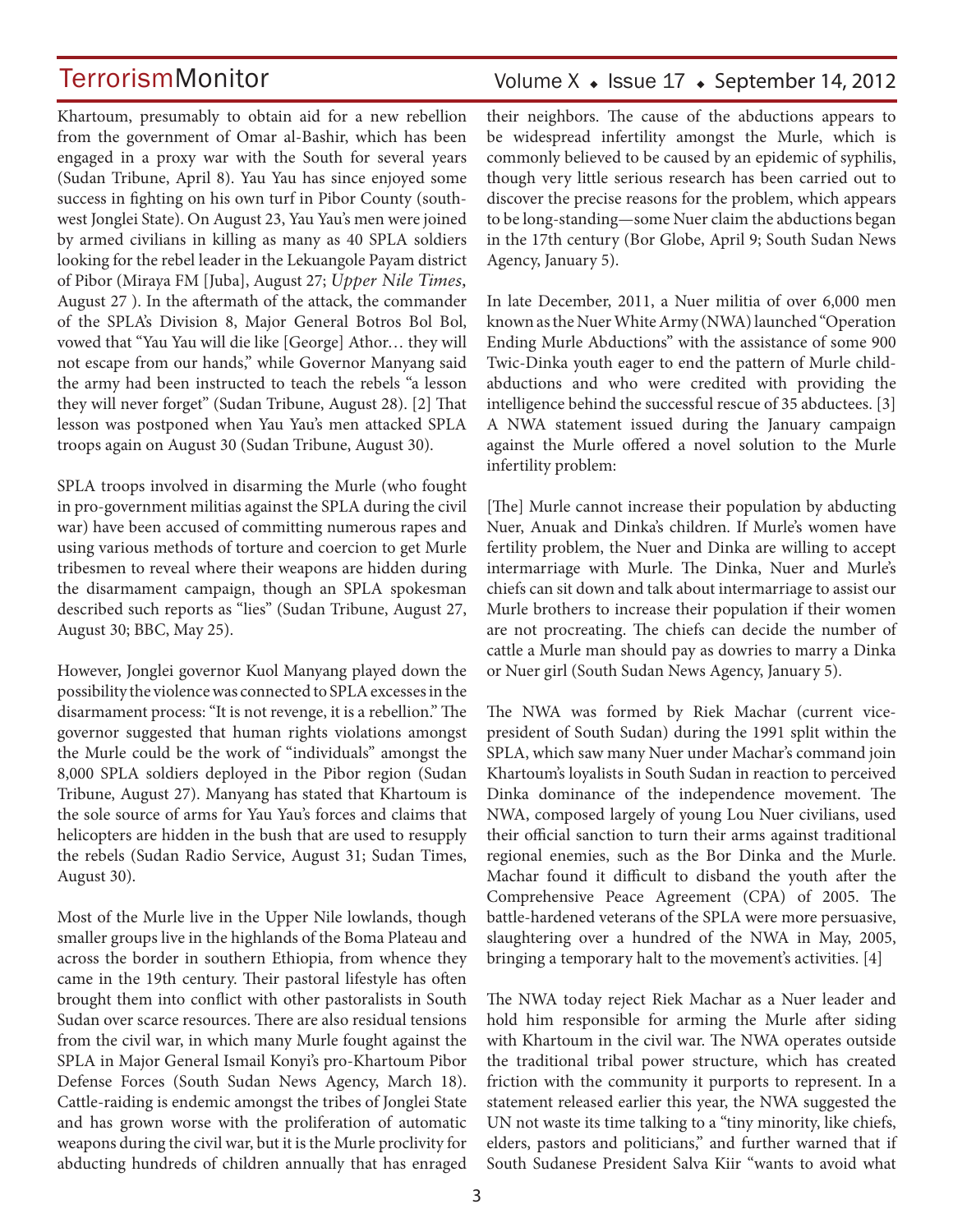Khartoum, presumably to obtain aid for a new rebellion from the government of Omar al-Bashir, which has been engaged in a proxy war with the South for several years (Sudan Tribune, April 8). Yau Yau has since enjoyed some success in fighting on his own turf in Pibor County (south-west Jonglei State). On August 23, Yau Yau's men were joined by armed civilians in killing as many as 40 SPLA soldiers looking for the rebel leader in the Lekuangole Payam district of Pibor (Miraya FM [Juba], August 27; *Upper Nile Times*, August 27 ). In the aftermath of the attack, the commander of the SPLA's Division 8, Major General Botros Bol Bol, vowed that "Yau Yau will die like [George] Athor… they will not escape from our hands," while Governor Manyang said the army had been instructed to teach the rebels "a lesson they will never forget" (Sudan Tribune, August 28). [2] That lesson was postponed when Yau Yau's men attacked SPLA troops again on August 30 (Sudan Tribune, August 30).

SPLA troops involved in disarming the Murle (who fought in pro-government militias against the SPLA during the civil war) have been accused of committing numerous rapes and using various methods of torture and coercion to get Murle tribesmen to reveal where their weapons are hidden during the disarmament campaign, though an SPLA spokesman described such reports as "lies" (Sudan Tribune, August 27, August 30; BBC, May 25).

However, Jonglei governor Kuol Manyang played down the possibility the violence was connected to SPLA excesses in the disarmament process: "It is not revenge, it is a rebellion." The governor suggested that human rights violations amongst the Murle could be the work of "individuals" amongst the 8,000 SPLA soldiers deployed in the Pibor region (Sudan Tribune, August 27). Manyang has stated that Khartoum is the sole source of arms for Yau Yau's forces and claims that helicopters are hidden in the bush that are used to resupply the rebels (Sudan Radio Service, August 31; Sudan Times, August 30).

Most of the Murle live in the Upper Nile lowlands, though smaller groups live in the highlands of the Boma Plateau and across the border in southern Ethiopia, from whence they came in the 19th century. Their pastoral lifestyle has often brought them into conflict with other pastoralists in South Sudan over scarce resources. There are also residual tensions from the civil war, in which many Murle fought against the SPLA in Major General Ismail Konyi's pro-Khartoum Pibor Defense Forces (South Sudan News Agency, March 18). Cattle-raiding is endemic amongst the tribes of Jonglei State and has grown worse with the proliferation of automatic weapons during the civil war, but it is the Murle proclivity for abducting hundreds of children annually that has enraged their neighbors. The cause of the abductions appears to be widespread infertility amongst the Murle, which is commonly believed to be caused by an epidemic of syphilis, though very little serious research has been carried out to discover the precise reasons for the problem, which appears to be long-standing—some Nuer claim the abductions began in the 17th century (Bor Globe, April 9; South Sudan News Agency, January 5).

In late December, 2011, a Nuer militia of over 6,000 men known as the Nuer White Army (NWA) launched "Operation Ending Murle Abductions" with the assistance of some 900 Twic-Dinka youth eager to end the pattern of Murle child-abductions and who were credited with providing the intelligence behind the successful rescue of 35 abductees. [3] A NWA statement issued during the January campaign against the Murle offered a novel solution to the Murle infertility problem:

[The] Murle cannot increase their population by abducting Nuer, Anuak and Dinka's children. If Murle's women have fertility problem, the Nuer and Dinka are willing to accept intermarriage with Murle. The Dinka, Nuer and Murle's chiefs can sit down and talk about intermarriage to assist our Murle brothers to increase their population if their women are not procreating. The chiefs can decide the number of cattle a Murle man should pay as dowries to marry a Dinka or Nuer girl (South Sudan News Agency, January 5).

The NWA was formed by Riek Machar (current vice-president of South Sudan) during the 1991 split within the SPLA, which saw many Nuer under Machar's command join Khartoum's loyalists in South Sudan in reaction to perceived Dinka dominance of the independence movement. The NWA, composed largely of young Lou Nuer civilians, used their official sanction to turn their arms against traditional regional enemies, such as the Bor Dinka and the Murle. Machar found it difficult to disband the youth after the Comprehensive Peace Agreement (CPA) of 2005. The battle-hardened veterans of the SPLA were more persuasive, slaughtering over a hundred of the NWA in May, 2005, bringing a temporary halt to the movement's activities. [4]

The NWA today reject Riek Machar as a Nuer leader and hold him responsible for arming the Murle after siding with Khartoum in the civil war. The NWA operates outside the traditional tribal power structure, which has created friction with the community it purports to represent. In a statement released earlier this year, the NWA suggested the UN not waste its time talking to a "tiny minority, like chiefs, elders, pastors and politicians," and further warned that if South Sudanese President Salva Kiir "wants to avoid what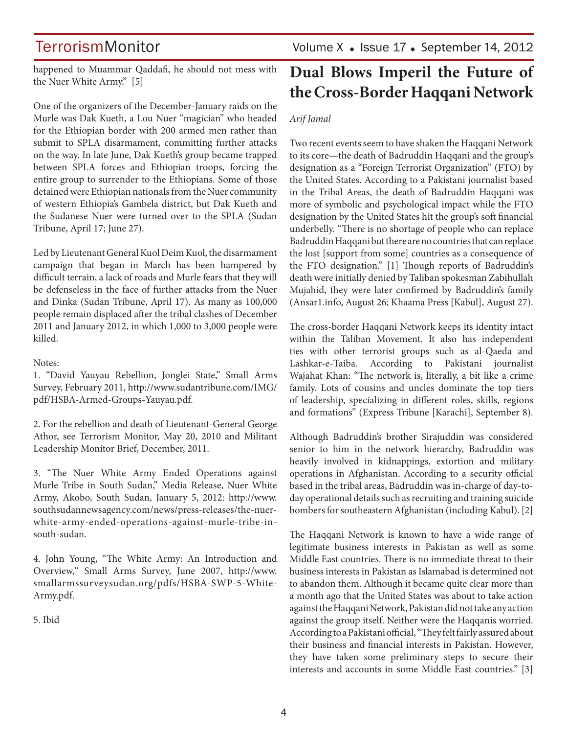happened to Muammar Qaddafi, he should not mess with the Nuer White Army." [5]

One of the organizers of the December-January raids on the Murle was Dak Kueth, a Lou Nuer "magician" who headed for the Ethiopian border with 200 armed men rather than submit to SPLA disarmament, committing further attacks on the way. In late June, Dak Kueth's group became trapped between SPLA forces and Ethiopian troops, forcing the entire group to surrender to the Ethiopians. Some of those detained were Ethiopian nationals from the Nuer community of western Ethiopia's Gambela district, but Dak Kueth and the Sudanese Nuer were turned over to the SPLA (Sudan Tribune, April 17; June 27).

Led by Lieutenant General Kuol Deim Kuol, the disarmament campaign that began in March has been hampered by difficult terrain, a lack of roads and Murle fears that they will be defenseless in the face of further attacks from the Nuer and Dinka (Sudan Tribune, April 17). As many as 100,000 people remain displaced after the tribal clashes of December 2011 and January 2012, in which 1,000 to 3,000 people were killed.

Notes:

1. "David Yauyau Rebellion, Jonglei State," Small Arms Survey, February 2011, http://www.sudantribune.com/IMG/pdf/HSBA-Armed-Groups-Yauyau.pdf.

2. For the rebellion and death of Lieutenant-General George Athor, see Terrorism Monitor, May 20, 2010 and Militant Leadership Monitor Brief, December, 2011.

3. "The Nuer White Army Ended Operations against Murle Tribe in South Sudan," Media Release, Nuer White Army, Akobo, South Sudan, January 5, 2012: http://www.southsudannewsagency.com/news/press-releases/the-nuer-white-army-ended-operations-against-murle-tribe-in-south-sudan.

4. John Young, "The White Army: An Introduction and Overview," Small Arms Survey, June 2007, http://www.smallarmssurveysudan.org/pdfs/HSBA-SWP-5-White-Army.pdf.

5. Ibid

# Dual Blows Imperil the Future of the Cross-Border Haqqani Network

*Arif Jamal*

Two recent events seem to have shaken the Haqqani Network to its core—the death of Badruddin Haqqani and the group's designation as a "Foreign Terrorist Organization" (FTO) by the United States. According to a Pakistani journalist based in the Tribal Areas, the death of Badruddin Haqqani was more of symbolic and psychological impact while the FTO designation by the United States hit the group's soft financial underbelly. "There is no shortage of people who can replace Badruddin Haqqani but there are no countries that can replace the lost [support from some] countries as a consequence of the FTO designation." [1] Though reports of Badruddin's death were initially denied by Taliban spokesman Zabihullah Mujahid, they were later confirmed by Badruddin's family (Ansar1.info, August 26; Khaama Press [Kabul], August 27).

The cross-border Haqqani Network keeps its identity intact within the Taliban Movement. It also has independent ties with other terrorist groups such as al-Qaeda and Lashkar-e-Taiba. According to Pakistani journalist Wajahat Khan: "The network is, literally, a bit like a crime family. Lots of cousins and uncles dominate the top tiers of leadership, specializing in different roles, skills, regions and formations" (Express Tribune [Karachi], September 8).

Although Badruddin's brother Sirajuddin was considered senior to him in the network hierarchy, Badruddin was heavily involved in kidnappings, extortion and military operations in Afghanistan. According to a security official based in the tribal areas, Badruddin was in-charge of day-to-day operational details such as recruiting and training suicide bombers for southeastern Afghanistan (including Kabul). [2]

The Haqqani Network is known to have a wide range of legitimate business interests in Pakistan as well as some Middle East countries. There is no immediate threat to their business interests in Pakistan as Islamabad is determined not to abandon them. Although it became quite clear more than a month ago that the United States was about to take action against the Haqqani Network, Pakistan did not take any action against the group itself. Neither were the Haqqanis worried. According to a Pakistani official, "They felt fairly assured about their business and financial interests in Pakistan. However, they have taken some preliminary steps to secure their interests and accounts in some Middle East countries." [3]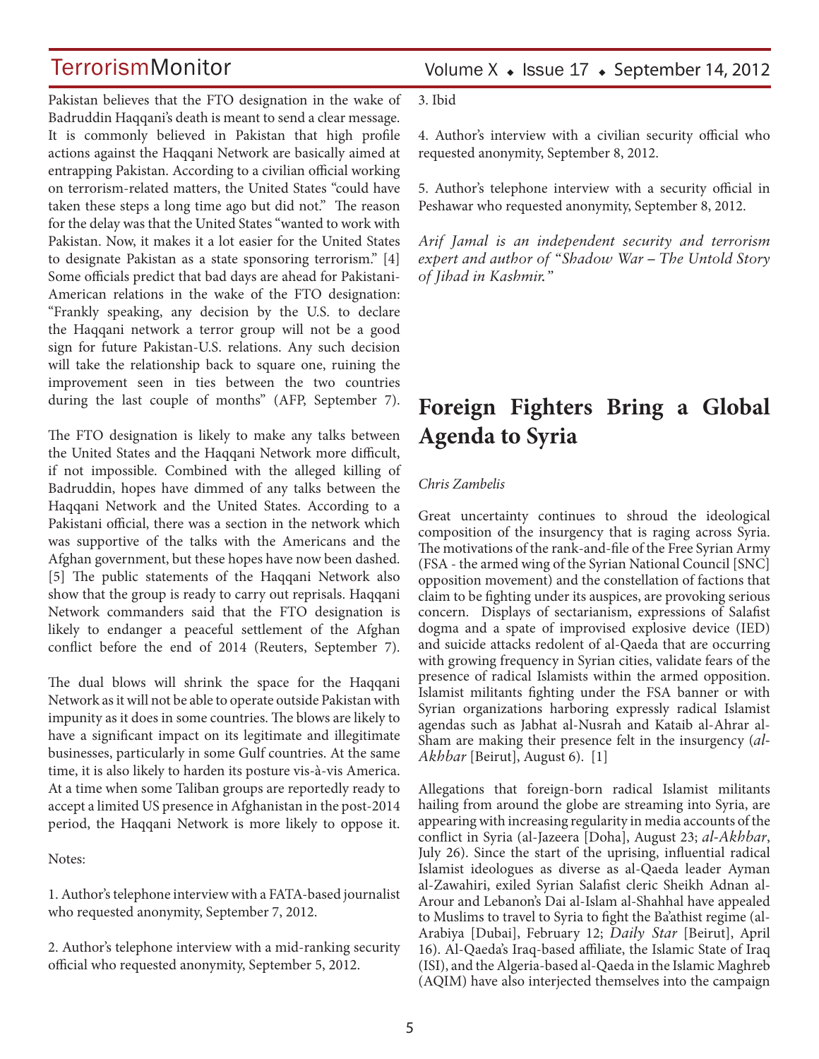Pakistan believes that the FTO designation in the wake of Badruddin Haqqani's death is meant to send a clear message. It is commonly believed in Pakistan that high profile actions against the Haqqani Network are basically aimed at entrapping Pakistan. According to a civilian official working on terrorism-related matters, the United States "could have taken these steps a long time ago but did not." The reason for the delay was that the United States "wanted to work with Pakistan. Now, it makes it a lot easier for the United States to designate Pakistan as a state sponsoring terrorism." [4] Some officials predict that bad days are ahead for Pakistani-American relations in the wake of the FTO designation: "Frankly speaking, any decision by the U.S. to declare the Haqqani network a terror group will not be a good sign for future Pakistan-U.S. relations. Any such decision will take the relationship back to square one, ruining the improvement seen in ties between the two countries during the last couple of months" (AFP, September 7).

The FTO designation is likely to make any talks between the United States and the Haqqani Network more difficult, if not impossible. Combined with the alleged killing of Badruddin, hopes have dimmed of any talks between the Haqqani Network and the United States. According to a Pakistani official, there was a section in the network which was supportive of the talks with the Americans and the Afghan government, but these hopes have now been dashed. [5] The public statements of the Haqqani Network also show that the group is ready to carry out reprisals. Haqqani Network commanders said that the FTO designation is likely to endanger a peaceful settlement of the Afghan conflict before the end of 2014 (Reuters, September 7).

The dual blows will shrink the space for the Haqqani Network as it will not be able to operate outside Pakistan with impunity as it does in some countries. The blows are likely to have a significant impact on its legitimate and illegitimate businesses, particularly in some Gulf countries. At the same time, it is also likely to harden its posture vis-à-vis America. At a time when some Taliban groups are reportedly ready to accept a limited US presence in Afghanistan in the post-2014 period, the Haqqani Network is more likely to oppose it.

Notes:

1. Author's telephone interview with a FATA-based journalist who requested anonymity, September 7, 2012.

2. Author's telephone interview with a mid-ranking security official who requested anonymity, September 5, 2012.

3. Ibid

4. Author's interview with a civilian security official who requested anonymity, September 8, 2012.

5. Author's telephone interview with a security official in Peshawar who requested anonymity, September 8, 2012.

*Arif Jamal is an independent security and terrorism expert and author of "Shadow War – The Untold Story of Jihad in Kashmir."*

## Foreign Fighters Bring a Global Agenda to Syria

*Chris Zambelis*

Great uncertainty continues to shroud the ideological composition of the insurgency that is raging across Syria. The motivations of the rank-and-file of the Free Syrian Army (FSA - the armed wing of the Syrian National Council [SNC] opposition movement) and the constellation of factions that claim to be fighting under its auspices, are provoking serious concern. Displays of sectarianism, expressions of Salafist dogma and a spate of improvised explosive device (IED) and suicide attacks redolent of al-Qaeda that are occurring with growing frequency in Syrian cities, validate fears of the presence of radical Islamists within the armed opposition. Islamist militants fighting under the FSA banner or with Syrian organizations harboring expressly radical Islamist agendas such as Jabhat al-Nusrah and Kataib al-Ahrar al-Sham are making their presence felt in the insurgency (*al-Akhbar* [Beirut], August 6). [1]

Allegations that foreign-born radical Islamist militants hailing from around the globe are streaming into Syria, are appearing with increasing regularity in media accounts of the conflict in Syria (al-Jazeera [Doha], August 23; *al-Akhbar*, July 26). Since the start of the uprising, influential radical Islamist ideologues as diverse as al-Qaeda leader Ayman al-Zawahiri, exiled Syrian Salafist cleric Sheikh Adnan al-Arour and Lebanon's Dai al-Islam al-Shahhal have appealed to Muslims to travel to Syria to fight the Ba'athist regime (al-Arabiya [Dubai], February 12; *Daily Star* [Beirut], April 16). Al-Qaeda's Iraq-based affiliate, the Islamic State of Iraq (ISI), and the Algeria-based al-Qaeda in the Islamic Maghreb (AQIM) have also interjected themselves into the campaign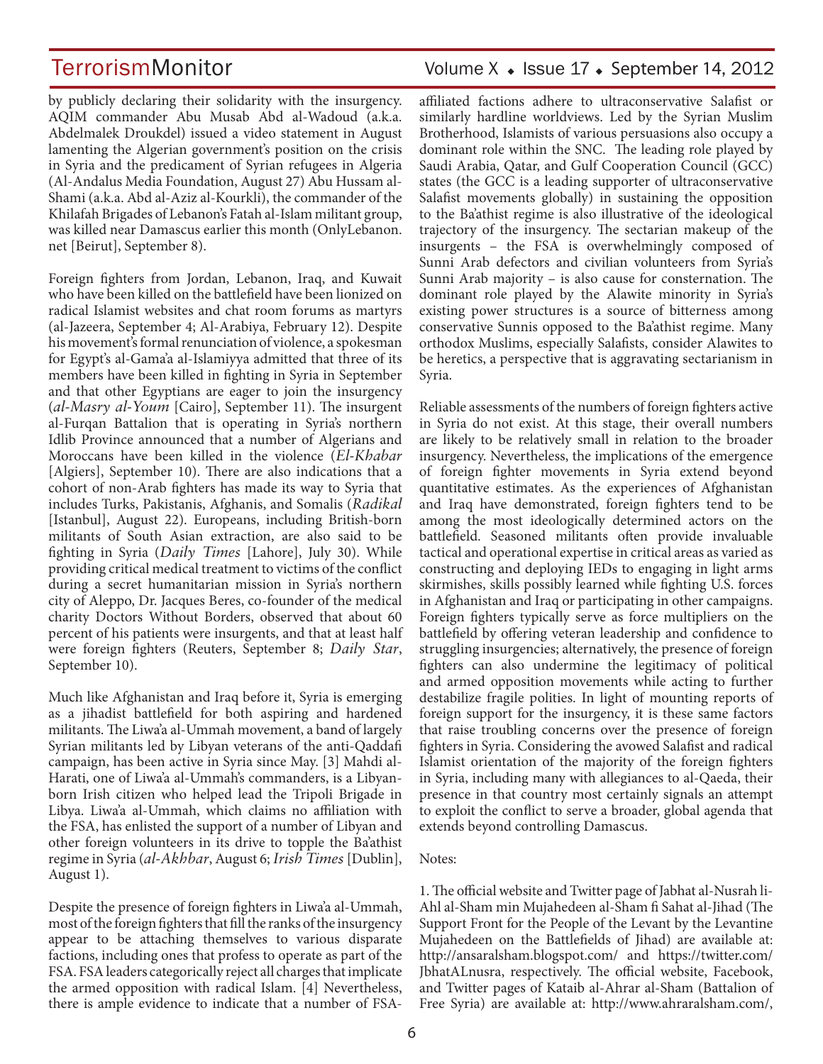by publicly declaring their solidarity with the insurgency. AQIM commander Abu Musab Abd al-Wadoud (a.k.a. Abdelmalek Droukdel) issued a video statement in August lamenting the Algerian government's position on the crisis in Syria and the predicament of Syrian refugees in Algeria (Al-Andalus Media Foundation, August 27) Abu Hussam al-Shami (a.k.a. Abd al-Aziz al-Kourkli), the commander of the Khilafah Brigades of Lebanon's Fatah al-Islam militant group, was killed near Damascus earlier this month (OnlyLebanon.net [Beirut], September 8).

Foreign fighters from Jordan, Lebanon, Iraq, and Kuwait who have been killed on the battlefield have been lionized on radical Islamist websites and chat room forums as martyrs (al-Jazeera, September 4; Al-Arabiya, February 12). Despite his movement's formal renunciation of violence, a spokesman for Egypt's al-Gama'a al-Islamiyya admitted that three of its members have been killed in fighting in Syria in September and that other Egyptians are eager to join the insurgency (*al-Masry al-Youm* [Cairo], September 11). The insurgent al-Furqan Battalion that is operating in Syria's northern Idlib Province announced that a number of Algerians and Moroccans have been killed in the violence (*El-Khabar* [Algiers], September 10). There are also indications that a cohort of non-Arab fighters has made its way to Syria that includes Turks, Pakistanis, Afghanis, and Somalis (*Radikal* [Istanbul], August 22). Europeans, including British-born militants of South Asian extraction, are also said to be fighting in Syria (*Daily Times* [Lahore], July 30). While providing critical medical treatment to victims of the conflict during a secret humanitarian mission in Syria's northern city of Aleppo, Dr. Jacques Beres, co-founder of the medical charity Doctors Without Borders, observed that about 60 percent of his patients were insurgents, and that at least half were foreign fighters (Reuters, September 8; *Daily Star*, September 10).

Much like Afghanistan and Iraq before it, Syria is emerging as a jihadist battlefield for both aspiring and hardened militants. The Liwa'a al-Ummah movement, a band of largely Syrian militants led by Libyan veterans of the anti-Qaddafi campaign, has been active in Syria since May. [3] Mahdi al-Harati, one of Liwa'a al-Ummah's commanders, is a Libyan-born Irish citizen who helped lead the Tripoli Brigade in Libya. Liwa'a al-Ummah, which claims no affiliation with the FSA, has enlisted the support of a number of Libyan and other foreign volunteers in its drive to topple the Ba'athist regime in Syria (*al-Akhbar*, August 6; *Irish Times* [Dublin], August 1).

Despite the presence of foreign fighters in Liwa'a al-Ummah, most of the foreign fighters that fill the ranks of the insurgency appear to be attaching themselves to various disparate factions, including ones that profess to operate as part of the FSA. FSA leaders categorically reject all charges that implicate the armed opposition with radical Islam. [4] Nevertheless, there is ample evidence to indicate that a number of FSA-affiliated factions adhere to ultraconservative Salafist or similarly hardline worldviews. Led by the Syrian Muslim Brotherhood, Islamists of various persuasions also occupy a dominant role within the SNC. The leading role played by Saudi Arabia, Qatar, and Gulf Cooperation Council (GCC) states (the GCC is a leading supporter of ultraconservative Salafist movements globally) in sustaining the opposition to the Ba'athist regime is also illustrative of the ideological trajectory of the insurgency. The sectarian makeup of the insurgents – the FSA is overwhelmingly composed of Sunni Arab defectors and civilian volunteers from Syria's Sunni Arab majority – is also cause for consternation. The dominant role played by the Alawite minority in Syria's existing power structures is a source of bitterness among conservative Sunnis opposed to the Ba'athist regime. Many orthodox Muslims, especially Salafists, consider Alawites to be heretics, a perspective that is aggravating sectarianism in Syria.

Reliable assessments of the numbers of foreign fighters active in Syria do not exist. At this stage, their overall numbers are likely to be relatively small in relation to the broader insurgency. Nevertheless, the implications of the emergence of foreign fighter movements in Syria extend beyond quantitative estimates. As the experiences of Afghanistan and Iraq have demonstrated, foreign fighters tend to be among the most ideologically determined actors on the battlefield. Seasoned militants often provide invaluable tactical and operational expertise in critical areas as varied as constructing and deploying IEDs to engaging in light arms skirmishes, skills possibly learned while fighting U.S. forces in Afghanistan and Iraq or participating in other campaigns. Foreign fighters typically serve as force multipliers on the battlefield by offering veteran leadership and confidence to struggling insurgencies; alternatively, the presence of foreign fighters can also undermine the legitimacy of political and armed opposition movements while acting to further destabilize fragile polities. In light of mounting reports of foreign support for the insurgency, it is these same factors that raise troubling concerns over the presence of foreign fighters in Syria. Considering the avowed Salafist and radical Islamist orientation of the majority of the foreign fighters in Syria, including many with allegiances to al-Qaeda, their presence in that country most certainly signals an attempt to exploit the conflict to serve a broader, global agenda that extends beyond controlling Damascus.

Notes:

1. The official website and Twitter page of Jabhat al-Nusrah li-Ahl al-Sham min Mujahedeen al-Sham fi Sahat al-Jihad (The Support Front for the People of the Levant by the Levantine Mujahedeen on the Battlefields of Jihad) are available at: http://ansaralsham.blogspot.com/ and https://twitter.com/JbhatALnusra, respectively. The official website, Facebook, and Twitter pages of Kataib al-Ahrar al-Sham (Battalion of Free Syria) are available at: http://www.ahraralsham.com/,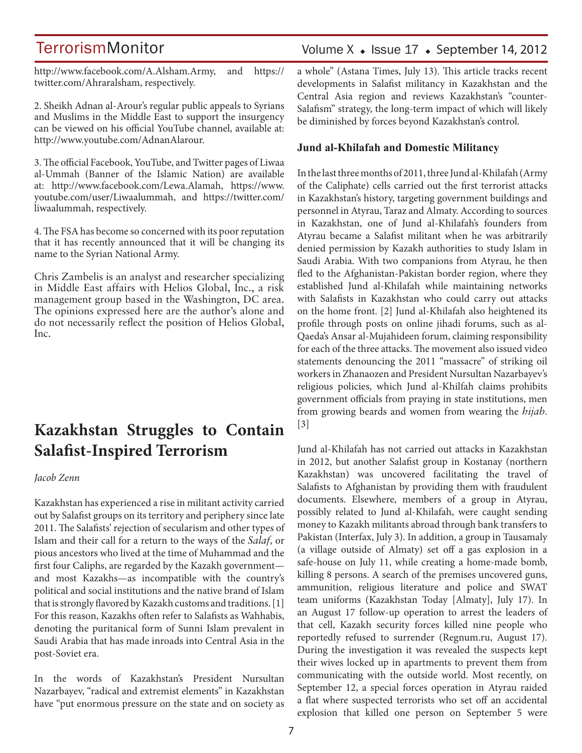http://www.facebook.com/A.Alsham.Army, and https://twitter.com/Ahraralsham, respectively.

2. Sheikh Adnan al-Arour's regular public appeals to Syrians and Muslims in the Middle East to support the insurgency can be viewed on his official YouTube channel, available at: http://www.youtube.com/AdnanAlarour.

3. The official Facebook, YouTube, and Twitter pages of Liwaa al-Ummah (Banner of the Islamic Nation) are available at: http://www.facebook.com/Lewa.Alamah, https://www.youtube.com/user/Liwaalummah, and https://twitter.com/liwaalummah, respectively.

4. The FSA has become so concerned with its poor reputation that it has recently announced that it will be changing its name to the Syrian National Army.

Chris Zambelis is an analyst and researcher specializing in Middle East affairs with Helios Global, Inc., a risk management group based in the Washington, DC area. The opinions expressed here are the author's alone and do not necessarily reflect the position of Helios Global, Inc.

# Kazakhstan Struggles to Contain Salafist-Inspired Terrorism

*Jacob Zenn*

Kazakhstan has experienced a rise in militant activity carried out by Salafist groups on its territory and periphery since late 2011. The Salafists' rejection of secularism and other types of Islam and their call for a return to the ways of the *Salaf*, or pious ancestors who lived at the time of Muhammad and the first four Caliphs, are regarded by the Kazakh government—and most Kazakhs—as incompatible with the country's political and social institutions and the native brand of Islam that is strongly flavored by Kazakh customs and traditions. [1] For this reason, Kazakhs often refer to Salafists as Wahhabis, denoting the puritanical form of Sunni Islam prevalent in Saudi Arabia that has made inroads into Central Asia in the post-Soviet era.

In the words of Kazakhstan's President Nursultan Nazarbayev, "radical and extremist elements" in Kazakhstan have "put enormous pressure on the state and on society as a whole" (Astana Times, July 13). This article tracks recent developments in Salafist militancy in Kazakhstan and the Central Asia region and reviews Kazakhstan's "counter-Salafism" strategy, the long-term impact of which will likely be diminished by forces beyond Kazakhstan's control.

### Jund al-Khilafah and Domestic Militancy

In the last three months of 2011, three Jund al-Khilafah (Army of the Caliphate) cells carried out the first terrorist attacks in Kazakhstan's history, targeting government buildings and personnel in Atyrau, Taraz and Almaty. According to sources in Kazakhstan, one of Jund al-Khilafah's founders from Atyrau became a Salafist militant when he was arbitrarily denied permission by Kazakh authorities to study Islam in Saudi Arabia. With two companions from Atyrau, he then fled to the Afghanistan-Pakistan border region, where they established Jund al-Khilafah while maintaining networks with Salafists in Kazakhstan who could carry out attacks on the home front. [2] Jund al-Khilafah also heightened its profile through posts on online jihadi forums, such as al-Qaeda's Ansar al-Mujahideen forum, claiming responsibility for each of the three attacks. The movement also issued video statements denouncing the 2011 "massacre" of striking oil workers in Zhanaozen and President Nursultan Nazarbayev's religious policies, which Jund al-Khilfah claims prohibits government officials from praying in state institutions, men from growing beards and women from wearing the *hijab*. [3]

Jund al-Khilafah has not carried out attacks in Kazakhstan in 2012, but another Salafist group in Kostanay (northern Kazakhstan) was uncovered facilitating the travel of Salafists to Afghanistan by providing them with fraudulent documents. Elsewhere, members of a group in Atyrau, possibly related to Jund al-Khilafah, were caught sending money to Kazakh militants abroad through bank transfers to Pakistan (Interfax, July 3). In addition, a group in Tausamaly (a village outside of Almaty) set off a gas explosion in a safe-house on July 11, while creating a home-made bomb, killing 8 persons. A search of the premises uncovered guns, ammunition, religious literature and police and SWAT team uniforms (Kazakhstan Today [Almaty], July 17). In an August 17 follow-up operation to arrest the leaders of that cell, Kazakh security forces killed nine people who reportedly refused to surrender (Regnum.ru, August 17). During the investigation it was revealed the suspects kept their wives locked up in apartments to prevent them from communicating with the outside world. Most recently, on September 12, a special forces operation in Atyrau raided a flat where suspected terrorists who set off an accidental explosion that killed one person on September 5 were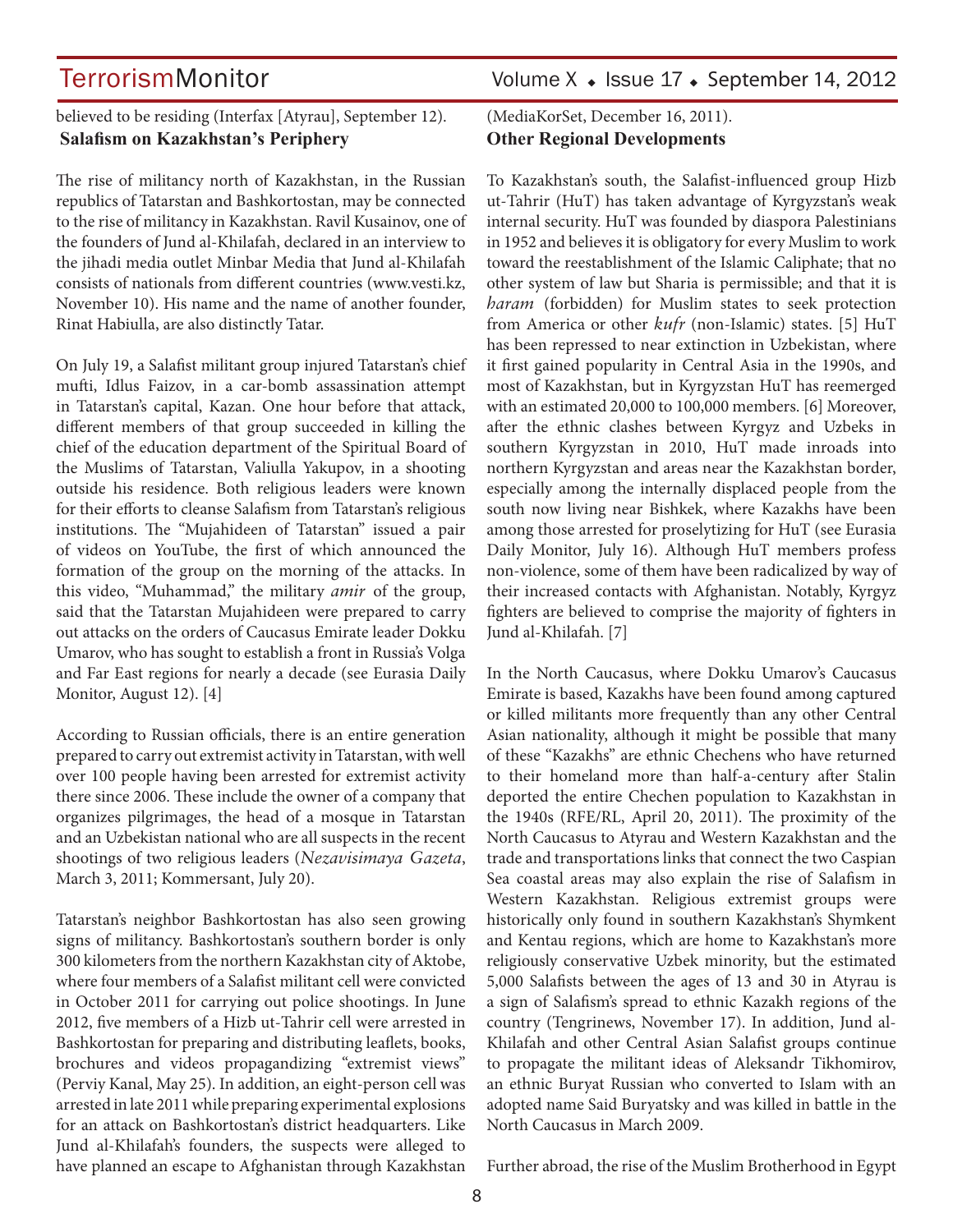believed to be residing (Interfax [Atyrau], September 12).

## Salafism on Kazakhstan's Periphery

The rise of militancy north of Kazakhstan, in the Russian republics of Tatarstan and Bashkortostan, may be connected to the rise of militancy in Kazakhstan. Ravil Kusainov, one of the founders of Jund al-Khilafah, declared in an interview to the jihadi media outlet Minbar Media that Jund al-Khilafah consists of nationals from different countries (www.vesti.kz, November 10). His name and the name of another founder, Rinat Habiulla, are also distinctly Tatar.

On July 19, a Salafist militant group injured Tatarstan's chief mufti, Idlus Faizov, in a car-bomb assassination attempt in Tatarstan's capital, Kazan. One hour before that attack, different members of that group succeeded in killing the chief of the education department of the Spiritual Board of the Muslims of Tatarstan, Valiulla Yakupov, in a shooting outside his residence. Both religious leaders were known for their efforts to cleanse Salafism from Tatarstan's religious institutions. The "Mujahideen of Tatarstan" issued a pair of videos on YouTube, the first of which announced the formation of the group on the morning of the attacks. In this video, "Muhammad," the military *amir* of the group, said that the Tatarstan Mujahideen were prepared to carry out attacks on the orders of Caucasus Emirate leader Dokku Umarov, who has sought to establish a front in Russia's Volga and Far East regions for nearly a decade (see Eurasia Daily Monitor, August 12). [4]

According to Russian officials, there is an entire generation prepared to carry out extremist activity in Tatarstan, with well over 100 people having been arrested for extremist activity there since 2006. These include the owner of a company that organizes pilgrimages, the head of a mosque in Tatarstan and an Uzbekistan national who are all suspects in the recent shootings of two religious leaders (*Nezavisimaya Gazeta*, March 3, 2011; Kommersant, July 20).

Tatarstan's neighbor Bashkortostan has also seen growing signs of militancy. Bashkortostan's southern border is only 300 kilometers from the northern Kazakhstan city of Aktobe, where four members of a Salafist militant cell were convicted in October 2011 for carrying out police shootings. In June 2012, five members of a Hizb ut-Tahrir cell were arrested in Bashkortostan for preparing and distributing leaflets, books, brochures and videos propagandizing "extremist views" (Perviy Kanal, May 25). In addition, an eight-person cell was arrested in late 2011 while preparing experimental explosions for an attack on Bashkortostan's district headquarters. Like Jund al-Khilafah's founders, the suspects were alleged to have planned an escape to Afghanistan through Kazakhstan (MediaKorSet, December 16, 2011).

## Other Regional Developments

To Kazakhstan's south, the Salafist-influenced group Hizb ut-Tahrir (HuT) has taken advantage of Kyrgyzstan's weak internal security. HuT was founded by diaspora Palestinians in 1952 and believes it is obligatory for every Muslim to work toward the reestablishment of the Islamic Caliphate; that no other system of law but Sharia is permissible; and that it is *haram* (forbidden) for Muslim states to seek protection from America or other *kufr* (non-Islamic) states. [5] HuT has been repressed to near extinction in Uzbekistan, where it first gained popularity in Central Asia in the 1990s, and most of Kazakhstan, but in Kyrgyzstan HuT has reemerged with an estimated 20,000 to 100,000 members. [6] Moreover, after the ethnic clashes between Kyrgyz and Uzbeks in southern Kyrgyzstan in 2010, HuT made inroads into northern Kyrgyzstan and areas near the Kazakhstan border, especially among the internally displaced people from the south now living near Bishkek, where Kazakhs have been among those arrested for proselytizing for HuT (see Eurasia Daily Monitor, July 16). Although HuT members profess non-violence, some of them have been radicalized by way of their increased contacts with Afghanistan. Notably, Kyrgyz fighters are believed to comprise the majority of fighters in Jund al-Khilafah. [7]

In the North Caucasus, where Dokku Umarov's Caucasus Emirate is based, Kazakhs have been found among captured or killed militants more frequently than any other Central Asian nationality, although it might be possible that many of these "Kazakhs" are ethnic Chechens who have returned to their homeland more than half-a-century after Stalin deported the entire Chechen population to Kazakhstan in the 1940s (RFE/RL, April 20, 2011). The proximity of the North Caucasus to Atyrau and Western Kazakhstan and the trade and transportations links that connect the two Caspian Sea coastal areas may also explain the rise of Salafism in Western Kazakhstan. Religious extremist groups were historically only found in southern Kazakhstan's Shymkent and Kentau regions, which are home to Kazakhstan's more religiously conservative Uzbek minority, but the estimated 5,000 Salafists between the ages of 13 and 30 in Atyrau is a sign of Salafism's spread to ethnic Kazakh regions of the country (Tengrinews, November 17). In addition, Jund al-Khilafah and other Central Asian Salafist groups continue to propagate the militant ideas of Aleksandr Tikhomirov, an ethnic Buryat Russian who converted to Islam with an adopted name Said Buryatsky and was killed in battle in the North Caucasus in March 2009.

Further abroad, the rise of the Muslim Brotherhood in Egypt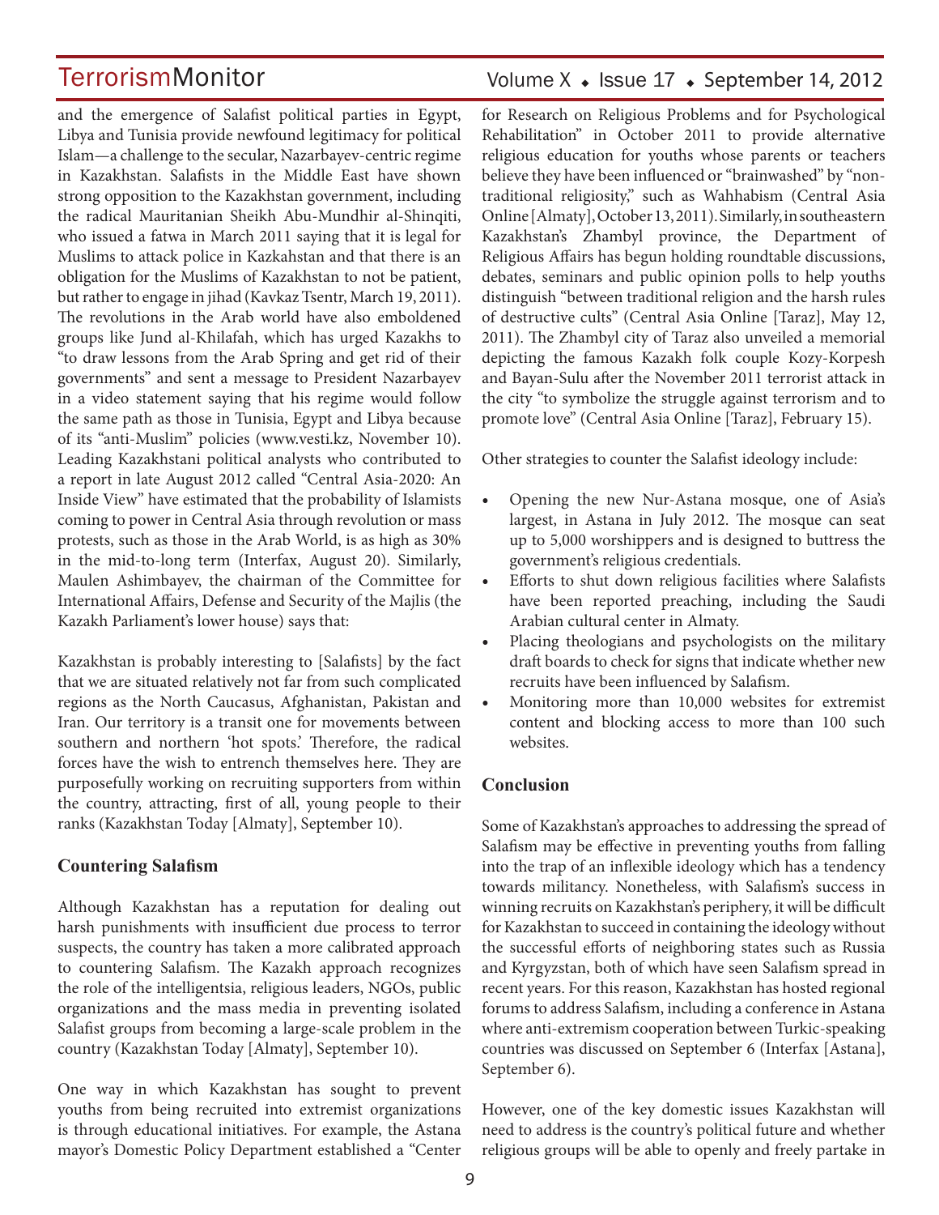and the emergence of Salafist political parties in Egypt, Libya and Tunisia provide newfound legitimacy for political Islam—a challenge to the secular, Nazarbayev-centric regime in Kazakhstan. Salafists in the Middle East have shown strong opposition to the Kazakhstan government, including the radical Mauritanian Sheikh Abu-Mundhir al-Shinqiti, who issued a fatwa in March 2011 saying that it is legal for Muslims to attack police in Kazkahstan and that there is an obligation for the Muslims of Kazakhstan to not be patient, but rather to engage in jihad (Kavkaz Tsentr, March 19, 2011). The revolutions in the Arab world have also emboldened groups like Jund al-Khilafah, which has urged Kazakhs to "to draw lessons from the Arab Spring and get rid of their governments" and sent a message to President Nazarbayev in a video statement saying that his regime would follow the same path as those in Tunisia, Egypt and Libya because of its "anti-Muslim" policies (www.vesti.kz, November 10). Leading Kazakhstani political analysts who contributed to a report in late August 2012 called "Central Asia-2020: An Inside View" have estimated that the probability of Islamists coming to power in Central Asia through revolution or mass protests, such as those in the Arab World, is as high as 30% in the mid-to-long term (Interfax, August 20). Similarly, Maulen Ashimbayev, the chairman of the Committee for International Affairs, Defense and Security of the Majlis (the Kazakh Parliament's lower house) says that:

Kazakhstan is probably interesting to [Salafists] by the fact that we are situated relatively not far from such complicated regions as the North Caucasus, Afghanistan, Pakistan and Iran. Our territory is a transit one for movements between southern and northern 'hot spots.' Therefore, the radical forces have the wish to entrench themselves here. They are purposefully working on recruiting supporters from within the country, attracting, first of all, young people to their ranks (Kazakhstan Today [Almaty], September 10).

## Countering Salafism

Although Kazakhstan has a reputation for dealing out harsh punishments with insufficient due process to terror suspects, the country has taken a more calibrated approach to countering Salafism. The Kazakh approach recognizes the role of the intelligentsia, religious leaders, NGOs, public organizations and the mass media in preventing isolated Salafist groups from becoming a large-scale problem in the country (Kazakhstan Today [Almaty], September 10).

One way in which Kazakhstan has sought to prevent youths from being recruited into extremist organizations is through educational initiatives. For example, the Astana mayor's Domestic Policy Department established a "Center for Research on Religious Problems and for Psychological Rehabilitation" in October 2011 to provide alternative religious education for youths whose parents or teachers believe they have been influenced or "brainwashed" by "non-traditional religiosity," such as Wahhabism (Central Asia Online [Almaty], October 13, 2011). Similarly, in southeastern Kazakhstan's Zhambyl province, the Department of Religious Affairs has begun holding roundtable discussions, debates, seminars and public opinion polls to help youths distinguish "between traditional religion and the harsh rules of destructive cults" (Central Asia Online [Taraz], May 12, 2011). The Zhambyl city of Taraz also unveiled a memorial depicting the famous Kazakh folk couple Kozy-Korpesh and Bayan-Sulu after the November 2011 terrorist attack in the city "to symbolize the struggle against terrorism and to promote love" (Central Asia Online [Taraz], February 15).

Other strategies to counter the Salafist ideology include:

- Opening the new Nur-Astana mosque, one of Asia's largest, in Astana in July 2012. The mosque can seat up to 5,000 worshippers and is designed to buttress the government's religious credentials.
- Efforts to shut down religious facilities where Salafists have been reported preaching, including the Saudi Arabian cultural center in Almaty.
- Placing theologians and psychologists on the military draft boards to check for signs that indicate whether new recruits have been influenced by Salafism.
- Monitoring more than 10,000 websites for extremist content and blocking access to more than 100 such websites.

## Conclusion

Some of Kazakhstan's approaches to addressing the spread of Salafism may be effective in preventing youths from falling into the trap of an inflexible ideology which has a tendency towards militancy. Nonetheless, with Salafism's success in winning recruits on Kazakhstan's periphery, it will be difficult for Kazakhstan to succeed in containing the ideology without the successful efforts of neighboring states such as Russia and Kyrgyzstan, both of which have seen Salafism spread in recent years. For this reason, Kazakhstan has hosted regional forums to address Salafism, including a conference in Astana where anti-extremism cooperation between Turkic-speaking countries was discussed on September 6 (Interfax [Astana], September 6).

However, one of the key domestic issues Kazakhstan will need to address is the country's political future and whether religious groups will be able to openly and freely partake in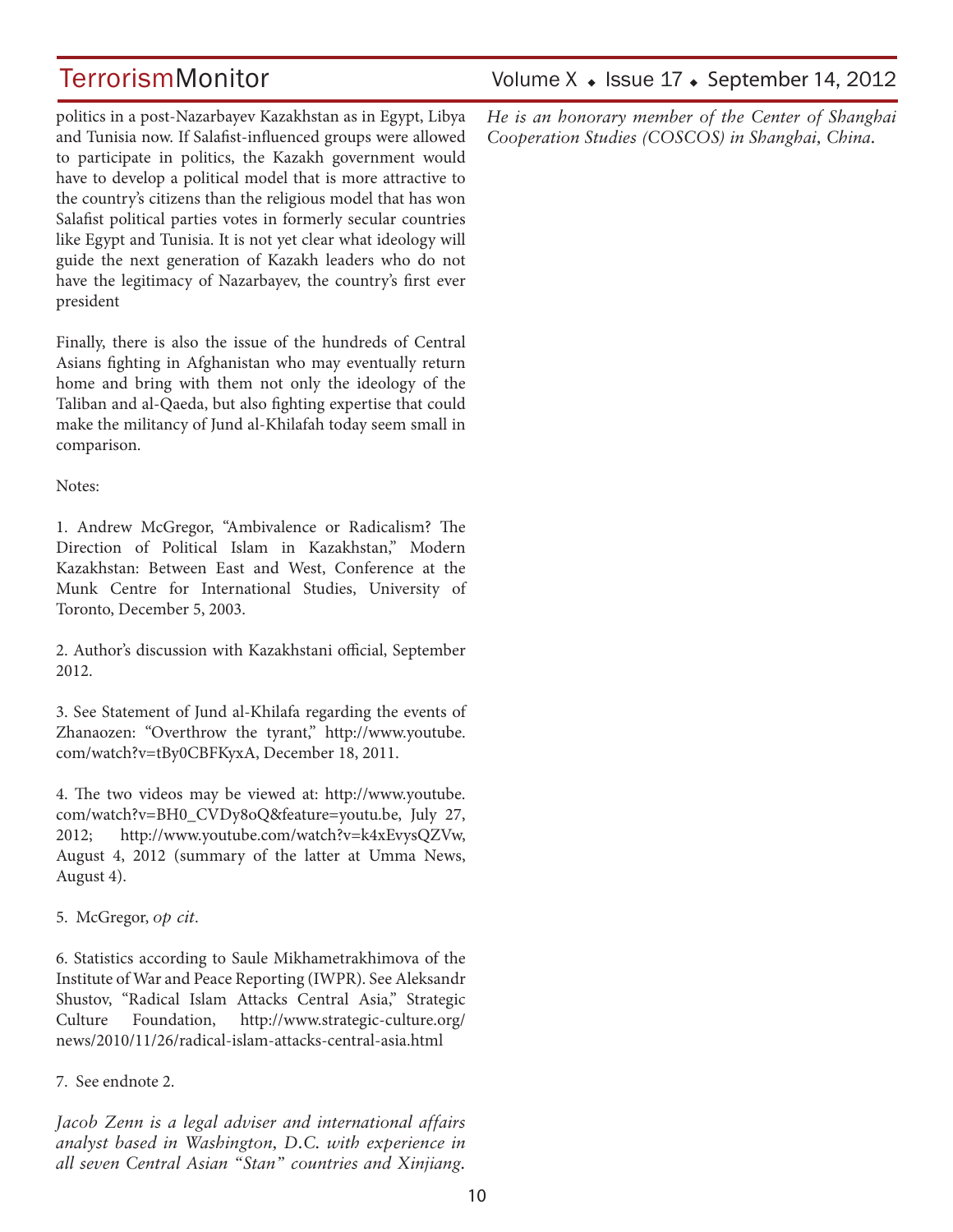politics in a post-Nazarbayev Kazakhstan as in Egypt, Libya and Tunisia now. If Salafist-influenced groups were allowed to participate in politics, the Kazakh government would have to develop a political model that is more attractive to the country's citizens than the religious model that has won Salafist political parties votes in formerly secular countries like Egypt and Tunisia. It is not yet clear what ideology will guide the next generation of Kazakh leaders who do not have the legitimacy of Nazarbayev, the country's first ever president

Finally, there is also the issue of the hundreds of Central Asians fighting in Afghanistan who may eventually return home and bring with them not only the ideology of the Taliban and al-Qaeda, but also fighting expertise that could make the militancy of Jund al-Khilafah today seem small in comparison.

Notes:

1. Andrew McGregor, "Ambivalence or Radicalism? The Direction of Political Islam in Kazakhstan," Modern Kazakhstan: Between East and West, Conference at the Munk Centre for International Studies, University of Toronto, December 5, 2003.

2. Author's discussion with Kazakhstani official, September 2012.

3. See Statement of Jund al-Khilafa regarding the events of Zhanaozen: "Overthrow the tyrant," http://www.youtube.com/watch?v=tBy0CBFKyxA, December 18, 2011.

4. The two videos may be viewed at: http://www.youtube.com/watch?v=BH0_CVDy8oQ&feature=youtu.be, July 27, 2012; http://www.youtube.com/watch?v=k4xEvysQZVw, August 4, 2012 (summary of the latter at Umma News, August 4).

5. McGregor, *op cit*.

6. Statistics according to Saule Mikhametrakhimova of the Institute of War and Peace Reporting (IWPR). See Aleksandr Shustov, "Radical Islam Attacks Central Asia," Strategic Culture Foundation, http://www.strategic-culture.org/news/2010/11/26/radical-islam-attacks-central-asia.html

7. See endnote 2.

*Jacob Zenn is a legal adviser and international affairs analyst based in Washington, D.C. with experience in all seven Central Asian "Stan" countries and Xinjiang. He is an honorary member of the Center of Shanghai Cooperation Studies (COSCOS) in Shanghai, China.*